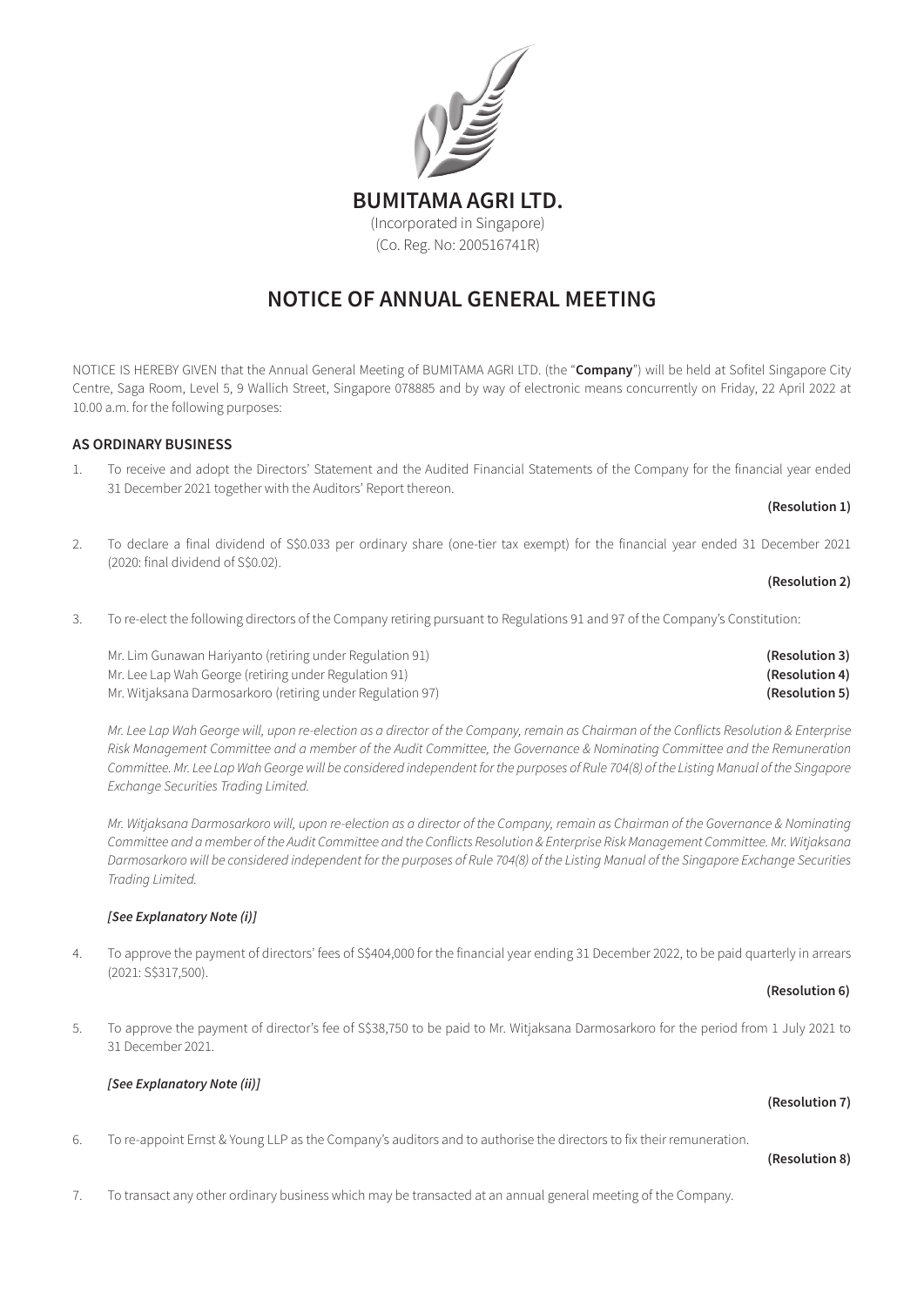# BUMITAMA AGRI LTD.

(Incorporated in Singapore)
(Co. Reg. No: 200516741R)

# NOTICE OF ANNUAL GENERAL MEETING

NOTICE IS HEREBY GIVEN that the Annual General Meeting of BUMITAMA AGRI LTD. (the "**Company**") will be held at Sofitel Singapore City Centre, Saga Room, Level 5, 9 Wallich Street, Singapore 078885 and by way of electronic means concurrently on Friday, 22 April 2022 at 10.00 a.m. for the following purposes:

## AS ORDINARY BUSINESS

1. To receive and adopt the Directors' Statement and the Audited Financial Statements of the Company for the financial year ended 31 December 2021 together with the Auditors' Report thereon.

   **(Resolution 1)**

2. To declare a final dividend of S$0.033 per ordinary share (one-tier tax exempt) for the financial year ended 31 December 2021 (2020: final dividend of S$0.02).

   **(Resolution 2)**

3. To re-elect the following directors of the Company retiring pursuant to Regulations 91 and 97 of the Company's Constitution:

   Mr. Lim Gunawan Hariyanto (retiring under Regulation 91) **(Resolution 3)**
   Mr. Lee Lap Wah George (retiring under Regulation 91) **(Resolution 4)**
   Mr. Witjaksana Darmosarkoro (retiring under Regulation 97) **(Resolution 5)**

   *Mr. Lee Lap Wah George will, upon re-election as a director of the Company, remain as Chairman of the Conflicts Resolution & Enterprise Risk Management Committee and a member of the Audit Committee, the Governance & Nominating Committee and the Remuneration Committee. Mr. Lee Lap Wah George will be considered independent for the purposes of Rule 704(8) of the Listing Manual of the Singapore Exchange Securities Trading Limited.*

   *Mr. Witjaksana Darmosarkoro will, upon re-election as a director of the Company, remain as Chairman of the Governance & Nominating Committee and a member of the Audit Committee and the Conflicts Resolution & Enterprise Risk Management Committee. Mr. Witjaksana Darmosarkoro will be considered independent for the purposes of Rule 704(8) of the Listing Manual of the Singapore Exchange Securities Trading Limited.*

   ***[See Explanatory Note (i)]***

4. To approve the payment of directors' fees of S$404,000 for the financial year ending 31 December 2022, to be paid quarterly in arrears (2021: S$317,500).

   **(Resolution 6)**

5. To approve the payment of director's fee of S$38,750 to be paid to Mr. Witjaksana Darmosarkoro for the period from 1 July 2021 to 31 December 2021.

   ***[See Explanatory Note (ii)]***

   **(Resolution 7)**

6. To re-appoint Ernst & Young LLP as the Company's auditors and to authorise the directors to fix their remuneration.

   **(Resolution 8)**

7. To transact any other ordinary business which may be transacted at an annual general meeting of the Company.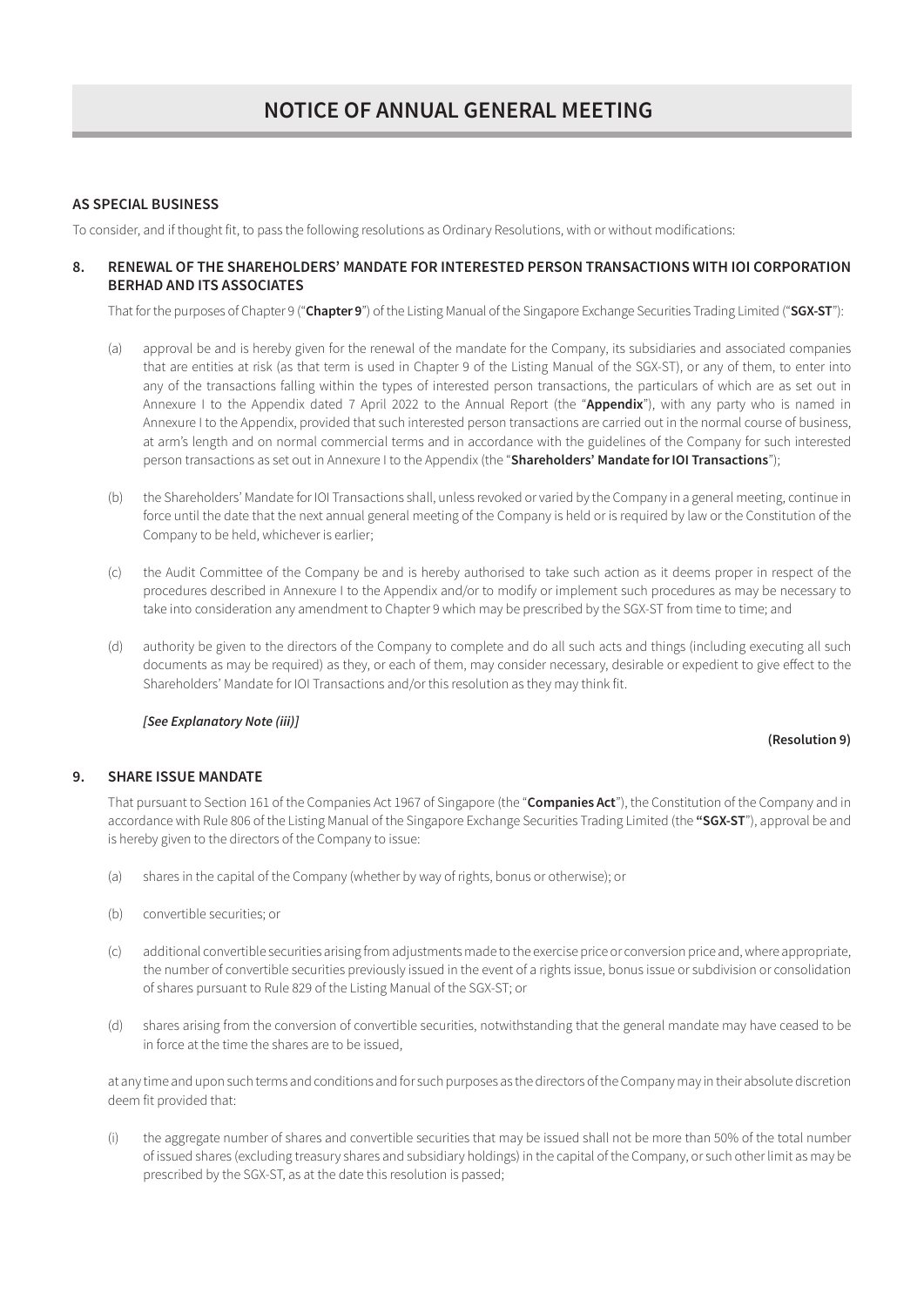# NOTICE OF ANNUAL GENERAL MEETING

## AS SPECIAL BUSINESS

To consider, and if thought fit, to pass the following resolutions as Ordinary Resolutions, with or without modifications:

### 8. RENEWAL OF THE SHAREHOLDERS' MANDATE FOR INTERESTED PERSON TRANSACTIONS WITH IOI CORPORATION BERHAD AND ITS ASSOCIATES

That for the purposes of Chapter 9 ("**Chapter 9**") of the Listing Manual of the Singapore Exchange Securities Trading Limited ("**SGX-ST**"):

(a) approval be and is hereby given for the renewal of the mandate for the Company, its subsidiaries and associated companies that are entities at risk (as that term is used in Chapter 9 of the Listing Manual of the SGX-ST), or any of them, to enter into any of the transactions falling within the types of interested person transactions, the particulars of which are as set out in Annexure I to the Appendix dated 7 April 2022 to the Annual Report (the "**Appendix**"), with any party who is named in Annexure I to the Appendix, provided that such interested person transactions are carried out in the normal course of business, at arm's length and on normal commercial terms and in accordance with the guidelines of the Company for such interested person transactions as set out in Annexure I to the Appendix (the "**Shareholders' Mandate for IOI Transactions**");

(b) the Shareholders' Mandate for IOI Transactions shall, unless revoked or varied by the Company in a general meeting, continue in force until the date that the next annual general meeting of the Company is held or is required by law or the Constitution of the Company to be held, whichever is earlier;

(c) the Audit Committee of the Company be and is hereby authorised to take such action as it deems proper in respect of the procedures described in Annexure I to the Appendix and/or to modify or implement such procedures as may be necessary to take into consideration any amendment to Chapter 9 which may be prescribed by the SGX-ST from time to time; and

(d) authority be given to the directors of the Company to complete and do all such acts and things (including executing all such documents as may be required) as they, or each of them, may consider necessary, desirable or expedient to give effect to the Shareholders' Mandate for IOI Transactions and/or this resolution as they may think fit.

***[See Explanatory Note (iii)]***

**(Resolution 9)**

### 9. SHARE ISSUE MANDATE

That pursuant to Section 161 of the Companies Act 1967 of Singapore (the "**Companies Act**"), the Constitution of the Company and in accordance with Rule 806 of the Listing Manual of the Singapore Exchange Securities Trading Limited (the **"SGX-ST**"), approval be and is hereby given to the directors of the Company to issue:

(a) shares in the capital of the Company (whether by way of rights, bonus or otherwise); or

(b) convertible securities; or

(c) additional convertible securities arising from adjustments made to the exercise price or conversion price and, where appropriate, the number of convertible securities previously issued in the event of a rights issue, bonus issue or subdivision or consolidation of shares pursuant to Rule 829 of the Listing Manual of the SGX-ST; or

(d) shares arising from the conversion of convertible securities, notwithstanding that the general mandate may have ceased to be in force at the time the shares are to be issued,

at any time and upon such terms and conditions and for such purposes as the directors of the Company may in their absolute discretion deem fit provided that:

(i) the aggregate number of shares and convertible securities that may be issued shall not be more than 50% of the total number of issued shares (excluding treasury shares and subsidiary holdings) in the capital of the Company, or such other limit as may be prescribed by the SGX-ST, as at the date this resolution is passed;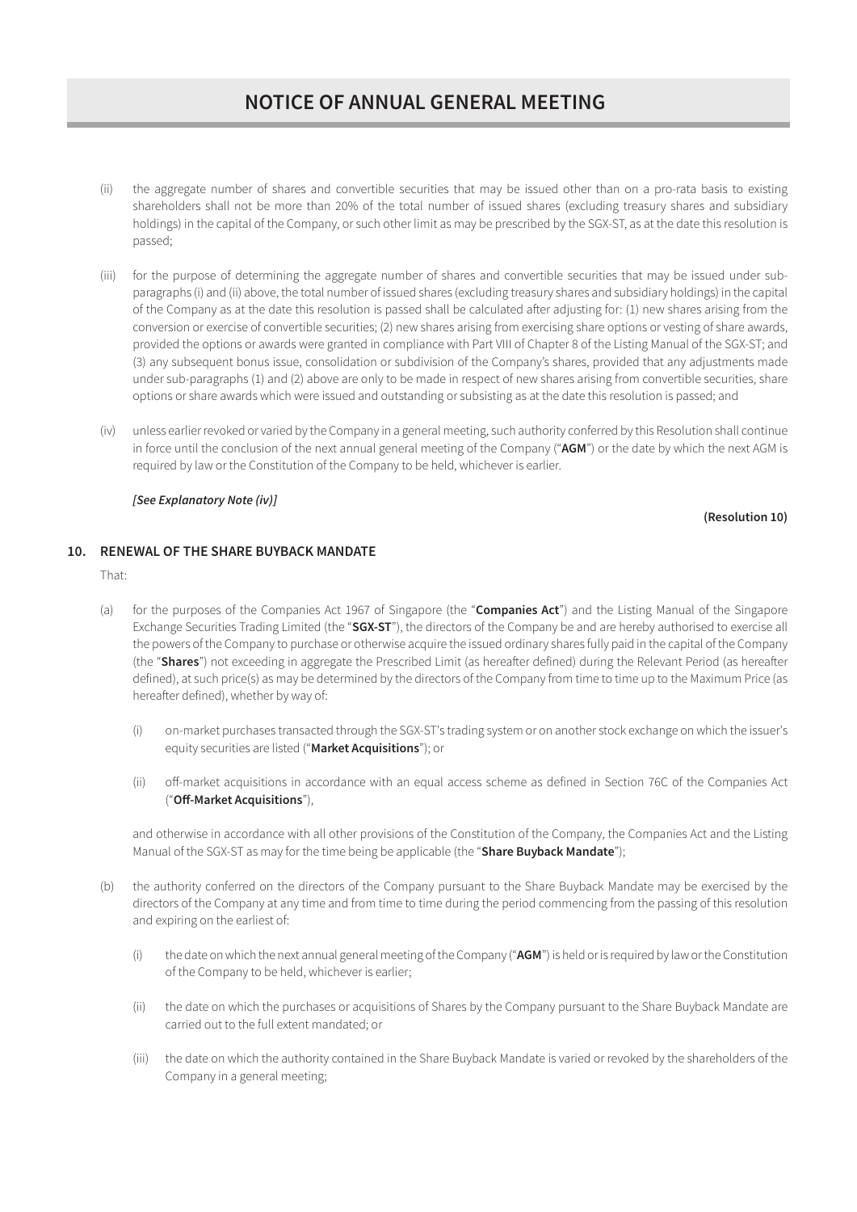# NOTICE OF ANNUAL GENERAL MEETING

(ii) the aggregate number of shares and convertible securities that may be issued other than on a pro-rata basis to existing shareholders shall not be more than 20% of the total number of issued shares (excluding treasury shares and subsidiary holdings) in the capital of the Company, or such other limit as may be prescribed by the SGX-ST, as at the date this resolution is passed;

(iii) for the purpose of determining the aggregate number of shares and convertible securities that may be issued under sub-paragraphs (i) and (ii) above, the total number of issued shares (excluding treasury shares and subsidiary holdings) in the capital of the Company as at the date this resolution is passed shall be calculated after adjusting for: (1) new shares arising from the conversion or exercise of convertible securities; (2) new shares arising from exercising share options or vesting of share awards, provided the options or awards were granted in compliance with Part VIII of Chapter 8 of the Listing Manual of the SGX-ST; and (3) any subsequent bonus issue, consolidation or subdivision of the Company's shares, provided that any adjustments made under sub-paragraphs (1) and (2) above are only to be made in respect of new shares arising from convertible securities, share options or share awards which were issued and outstanding or subsisting as at the date this resolution is passed; and

(iv) unless earlier revoked or varied by the Company in a general meeting, such authority conferred by this Resolution shall continue in force until the conclusion of the next annual general meeting of the Company ("**AGM**") or the date by which the next AGM is required by law or the Constitution of the Company to be held, whichever is earlier.

***[See Explanatory Note (iv)]***

**(Resolution 10)**

## 10. RENEWAL OF THE SHARE BUYBACK MANDATE

That:

(a) for the purposes of the Companies Act 1967 of Singapore (the "**Companies Act**") and the Listing Manual of the Singapore Exchange Securities Trading Limited (the "**SGX-ST**"), the directors of the Company be and are hereby authorised to exercise all the powers of the Company to purchase or otherwise acquire the issued ordinary shares fully paid in the capital of the Company (the "**Shares**") not exceeding in aggregate the Prescribed Limit (as hereafter defined) during the Relevant Period (as hereafter defined), at such price(s) as may be determined by the directors of the Company from time to time up to the Maximum Price (as hereafter defined), whether by way of:

(i) on-market purchases transacted through the SGX-ST's trading system or on another stock exchange on which the issuer's equity securities are listed ("**Market Acquisitions**"); or

(ii) off-market acquisitions in accordance with an equal access scheme as defined in Section 76C of the Companies Act ("**Off-Market Acquisitions**"),

and otherwise in accordance with all other provisions of the Constitution of the Company, the Companies Act and the Listing Manual of the SGX-ST as may for the time being be applicable (the "**Share Buyback Mandate**");

(b) the authority conferred on the directors of the Company pursuant to the Share Buyback Mandate may be exercised by the directors of the Company at any time and from time to time during the period commencing from the passing of this resolution and expiring on the earliest of:

(i) the date on which the next annual general meeting of the Company ("**AGM**") is held or is required by law or the Constitution of the Company to be held, whichever is earlier;

(ii) the date on which the purchases or acquisitions of Shares by the Company pursuant to the Share Buyback Mandate are carried out to the full extent mandated; or

(iii) the date on which the authority contained in the Share Buyback Mandate is varied or revoked by the shareholders of the Company in a general meeting;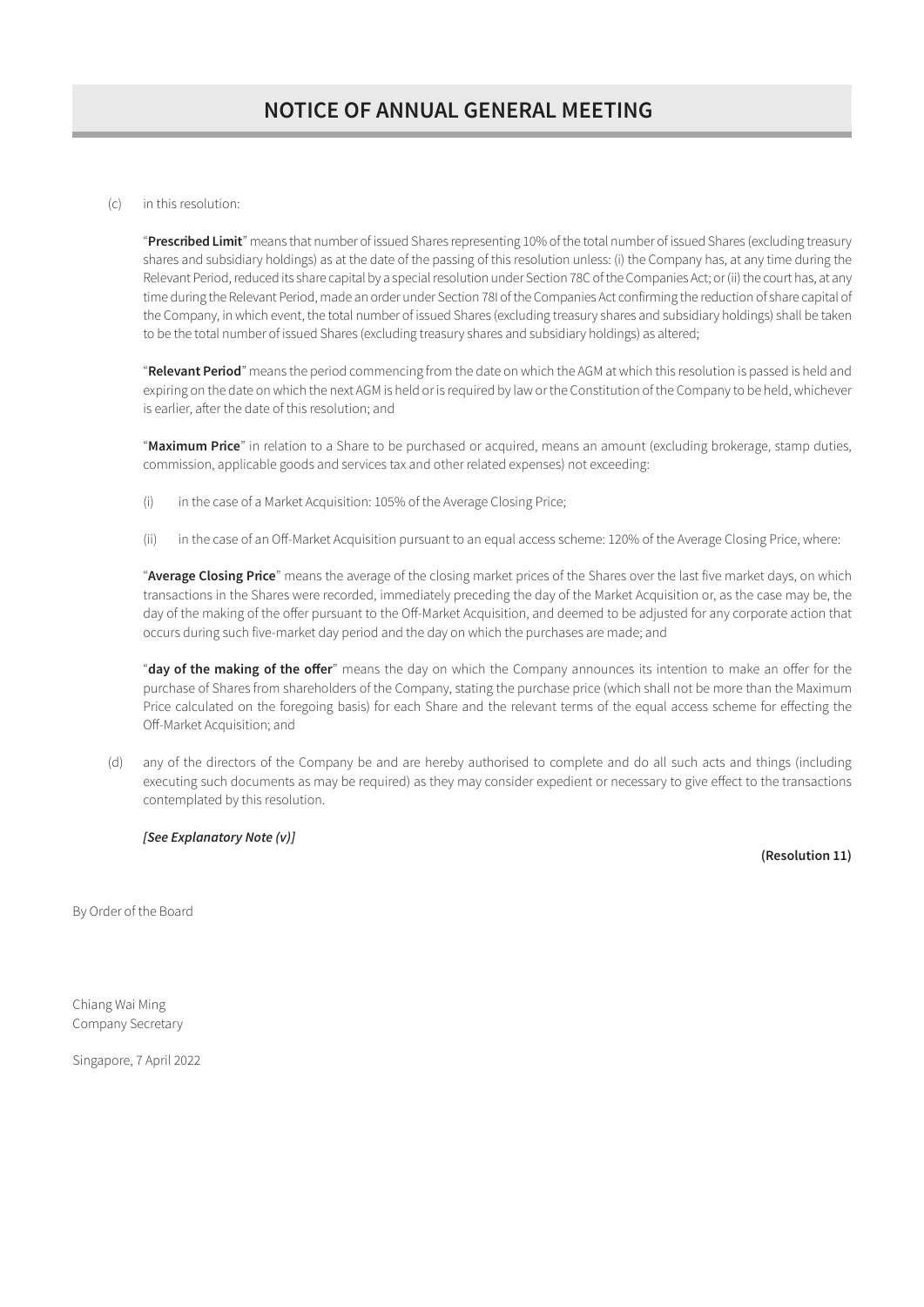# NOTICE OF ANNUAL GENERAL MEETING

(c) in this resolution:

"**Prescribed Limit**" means that number of issued Shares representing 10% of the total number of issued Shares (excluding treasury shares and subsidiary holdings) as at the date of the passing of this resolution unless: (i) the Company has, at any time during the Relevant Period, reduced its share capital by a special resolution under Section 78C of the Companies Act; or (ii) the court has, at any time during the Relevant Period, made an order under Section 78I of the Companies Act confirming the reduction of share capital of the Company, in which event, the total number of issued Shares (excluding treasury shares and subsidiary holdings) shall be taken to be the total number of issued Shares (excluding treasury shares and subsidiary holdings) as altered;

"**Relevant Period**" means the period commencing from the date on which the AGM at which this resolution is passed is held and expiring on the date on which the next AGM is held or is required by law or the Constitution of the Company to be held, whichever is earlier, after the date of this resolution; and

"**Maximum Price**" in relation to a Share to be purchased or acquired, means an amount (excluding brokerage, stamp duties, commission, applicable goods and services tax and other related expenses) not exceeding:

(i) in the case of a Market Acquisition: 105% of the Average Closing Price;

(ii) in the case of an Off-Market Acquisition pursuant to an equal access scheme: 120% of the Average Closing Price, where:

"**Average Closing Price**" means the average of the closing market prices of the Shares over the last five market days, on which transactions in the Shares were recorded, immediately preceding the day of the Market Acquisition or, as the case may be, the day of the making of the offer pursuant to the Off-Market Acquisition, and deemed to be adjusted for any corporate action that occurs during such five-market day period and the day on which the purchases are made; and

"**day of the making of the offer**" means the day on which the Company announces its intention to make an offer for the purchase of Shares from shareholders of the Company, stating the purchase price (which shall not be more than the Maximum Price calculated on the foregoing basis) for each Share and the relevant terms of the equal access scheme for effecting the Off-Market Acquisition; and

(d) any of the directors of the Company be and are hereby authorised to complete and do all such acts and things (including executing such documents as may be required) as they may consider expedient or necessary to give effect to the transactions contemplated by this resolution.

***[See Explanatory Note (v)]***

**(Resolution 11)**

By Order of the Board

Chiang Wai Ming
Company Secretary

Singapore, 7 April 2022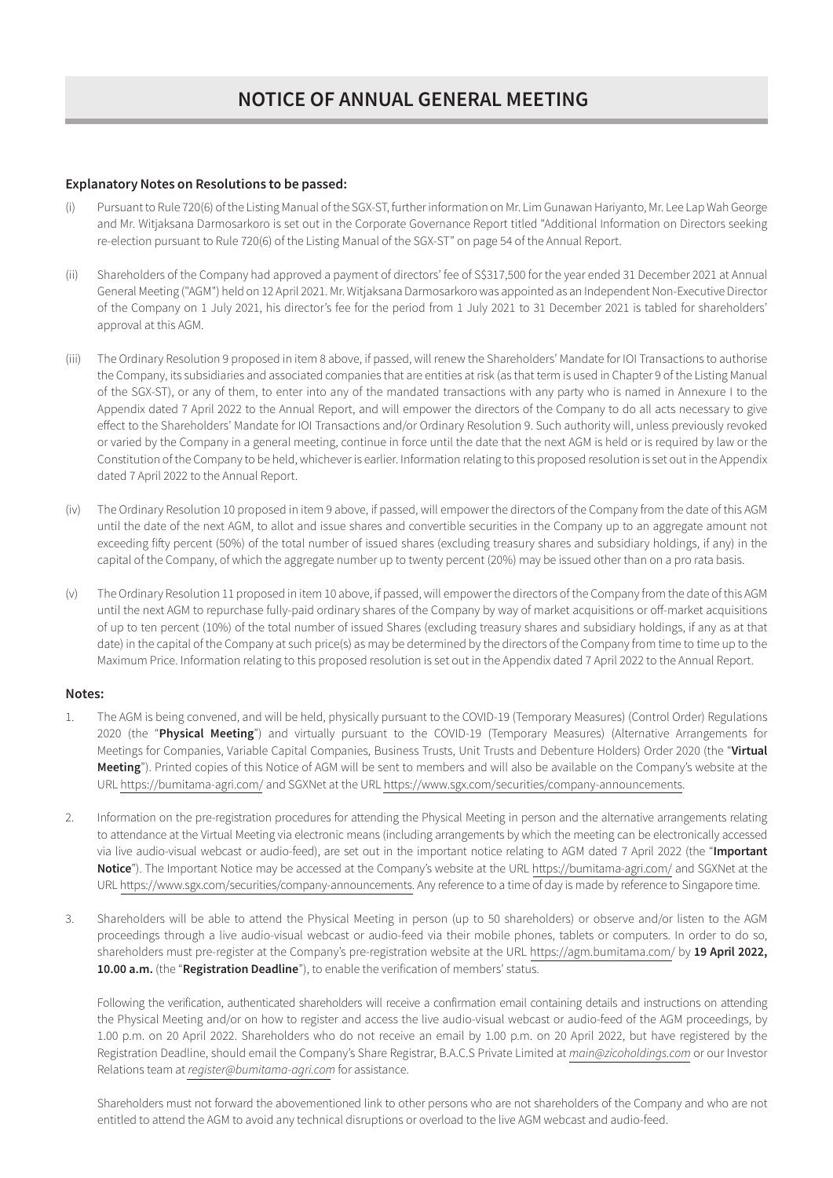# NOTICE OF ANNUAL GENERAL MEETING

**Explanatory Notes on Resolutions to be passed:**

(i) Pursuant to Rule 720(6) of the Listing Manual of the SGX-ST, further information on Mr. Lim Gunawan Hariyanto, Mr. Lee Lap Wah George and Mr. Witjaksana Darmosarkoro is set out in the Corporate Governance Report titled "Additional Information on Directors seeking re-election pursuant to Rule 720(6) of the Listing Manual of the SGX-ST" on page 54 of the Annual Report.

(ii) Shareholders of the Company had approved a payment of directors' fee of S$317,500 for the year ended 31 December 2021 at Annual General Meeting ("AGM") held on 12 April 2021. Mr. Witjaksana Darmosarkoro was appointed as an Independent Non-Executive Director of the Company on 1 July 2021, his director's fee for the period from 1 July 2021 to 31 December 2021 is tabled for shareholders' approval at this AGM.

(iii) The Ordinary Resolution 9 proposed in item 8 above, if passed, will renew the Shareholders' Mandate for IOI Transactions to authorise the Company, its subsidiaries and associated companies that are entities at risk (as that term is used in Chapter 9 of the Listing Manual of the SGX-ST), or any of them, to enter into any of the mandated transactions with any party who is named in Annexure I to the Appendix dated 7 April 2022 to the Annual Report, and will empower the directors of the Company to do all acts necessary to give effect to the Shareholders' Mandate for IOI Transactions and/or Ordinary Resolution 9. Such authority will, unless previously revoked or varied by the Company in a general meeting, continue in force until the date that the next AGM is held or is required by law or the Constitution of the Company to be held, whichever is earlier. Information relating to this proposed resolution is set out in the Appendix dated 7 April 2022 to the Annual Report.

(iv) The Ordinary Resolution 10 proposed in item 9 above, if passed, will empower the directors of the Company from the date of this AGM until the date of the next AGM, to allot and issue shares and convertible securities in the Company up to an aggregate amount not exceeding fifty percent (50%) of the total number of issued shares (excluding treasury shares and subsidiary holdings, if any) in the capital of the Company, of which the aggregate number up to twenty percent (20%) may be issued other than on a pro rata basis.

(v) The Ordinary Resolution 11 proposed in item 10 above, if passed, will empower the directors of the Company from the date of this AGM until the next AGM to repurchase fully-paid ordinary shares of the Company by way of market acquisitions or off-market acquisitions of up to ten percent (10%) of the total number of issued Shares (excluding treasury shares and subsidiary holdings, if any as at that date) in the capital of the Company at such price(s) as may be determined by the directors of the Company from time to time up to the Maximum Price. Information relating to this proposed resolution is set out in the Appendix dated 7 April 2022 to the Annual Report.

**Notes:**

1. The AGM is being convened, and will be held, physically pursuant to the COVID-19 (Temporary Measures) (Control Order) Regulations 2020 (the "**Physical Meeting**") and virtually pursuant to the COVID-19 (Temporary Measures) (Alternative Arrangements for Meetings for Companies, Variable Capital Companies, Business Trusts, Unit Trusts and Debenture Holders) Order 2020 (the "**Virtual Meeting**"). Printed copies of this Notice of AGM will be sent to members and will also be available on the Company's website at the URL https://bumitama-agri.com/ and SGXNet at the URL https://www.sgx.com/securities/company-announcements.

2. Information on the pre-registration procedures for attending the Physical Meeting in person and the alternative arrangements relating to attendance at the Virtual Meeting via electronic means (including arrangements by which the meeting can be electronically accessed via live audio-visual webcast or audio-feed), are set out in the important notice relating to AGM dated 7 April 2022 (the "**Important Notice**"). The Important Notice may be accessed at the Company's website at the URL https://bumitama-agri.com/ and SGXNet at the URL https://www.sgx.com/securities/company-announcements. Any reference to a time of day is made by reference to Singapore time.

3. Shareholders will be able to attend the Physical Meeting in person (up to 50 shareholders) or observe and/or listen to the AGM proceedings through a live audio-visual webcast or audio-feed via their mobile phones, tablets or computers. In order to do so, shareholders must pre-register at the Company's pre-registration website at the URL https://agm.bumitama.com/ by **19 April 2022, 10.00 a.m.** (the "**Registration Deadline**"), to enable the verification of members' status.

   Following the verification, authenticated shareholders will receive a confirmation email containing details and instructions on attending the Physical Meeting and/or on how to register and access the live audio-visual webcast or audio-feed of the AGM proceedings, by 1.00 p.m. on 20 April 2022. Shareholders who do not receive an email by 1.00 p.m. on 20 April 2022, but have registered by the Registration Deadline, should email the Company's Share Registrar, B.A.C.S Private Limited at *main@zicoholdings.com* or our Investor Relations team at *register@bumitama-agri.com* for assistance.

   Shareholders must not forward the abovementioned link to other persons who are not shareholders of the Company and who are not entitled to attend the AGM to avoid any technical disruptions or overload to the live AGM webcast and audio-feed.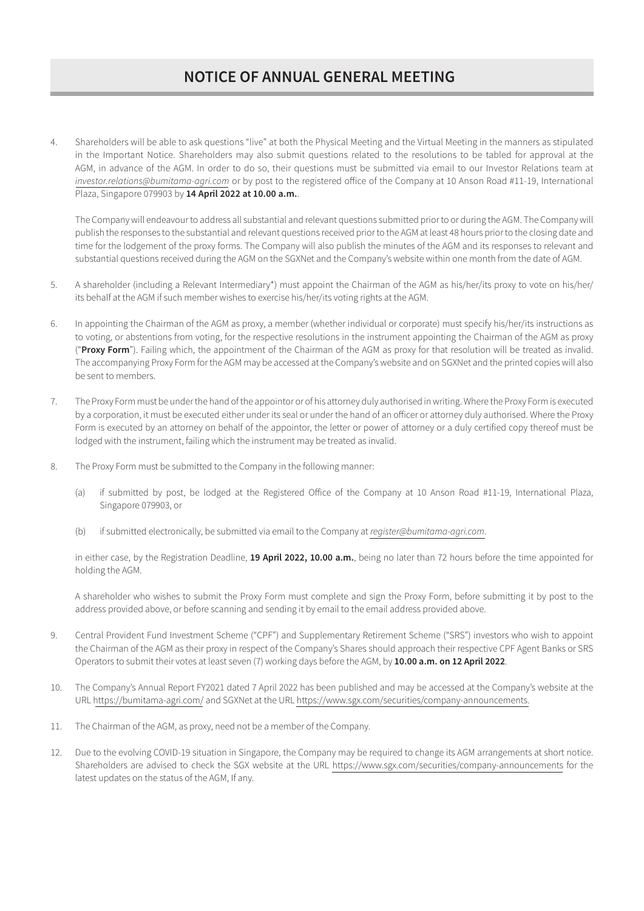# NOTICE OF ANNUAL GENERAL MEETING

4. Shareholders will be able to ask questions "live" at both the Physical Meeting and the Virtual Meeting in the manners as stipulated in the Important Notice. Shareholders may also submit questions related to the resolutions to be tabled for approval at the AGM, in advance of the AGM. In order to do so, their questions must be submitted via email to our Investor Relations team at *investor.relations@bumitama-agri.com* or by post to the registered office of the Company at 10 Anson Road #11-19, International Plaza, Singapore 079903 by **14 April 2022 at 10.00 a.m.**.

   The Company will endeavour to address all substantial and relevant questions submitted prior to or during the AGM. The Company will publish the responses to the substantial and relevant questions received prior to the AGM at least 48 hours prior to the closing date and time for the lodgement of the proxy forms. The Company will also publish the minutes of the AGM and its responses to relevant and substantial questions received during the AGM on the SGXNet and the Company's website within one month from the date of AGM.

5. A shareholder (including a Relevant Intermediary*) must appoint the Chairman of the AGM as his/her/its proxy to vote on his/her/its behalf at the AGM if such member wishes to exercise his/her/its voting rights at the AGM.

6. In appointing the Chairman of the AGM as proxy, a member (whether individual or corporate) must specify his/her/its instructions as to voting, or abstentions from voting, for the respective resolutions in the instrument appointing the Chairman of the AGM as proxy ("**Proxy Form**"). Failing which, the appointment of the Chairman of the AGM as proxy for that resolution will be treated as invalid. The accompanying Proxy Form for the AGM may be accessed at the Company's website and on SGXNet and the printed copies will also be sent to members.

7. The Proxy Form must be under the hand of the appointor or of his attorney duly authorised in writing. Where the Proxy Form is executed by a corporation, it must be executed either under its seal or under the hand of an officer or attorney duly authorised. Where the Proxy Form is executed by an attorney on behalf of the appointor, the letter or power of attorney or a duly certified copy thereof must be lodged with the instrument, failing which the instrument may be treated as invalid.

8. The Proxy Form must be submitted to the Company in the following manner:

   (a) if submitted by post, be lodged at the Registered Office of the Company at 10 Anson Road #11-19, International Plaza, Singapore 079903, or

   (b) if submitted electronically, be submitted via email to the Company at *register@bumitama-agri.com*.

   in either case, by the Registration Deadline, **19 April 2022, 10.00 a.m.**, being no later than 72 hours before the time appointed for holding the AGM.

   A shareholder who wishes to submit the Proxy Form must complete and sign the Proxy Form, before submitting it by post to the address provided above, or before scanning and sending it by email to the email address provided above.

9. Central Provident Fund Investment Scheme ("CPF") and Supplementary Retirement Scheme ("SRS") investors who wish to appoint the Chairman of the AGM as their proxy in respect of the Company's Shares should approach their respective CPF Agent Banks or SRS Operators to submit their votes at least seven (7) working days before the AGM, by **10.00 a.m. on 12 April 2022**.

10. The Company's Annual Report FY2021 dated 7 April 2022 has been published and may be accessed at the Company's website at the URL https://bumitama-agri.com/ and SGXNet at the URL https://www.sgx.com/securities/company-announcements.

11. The Chairman of the AGM, as proxy, need not be a member of the Company.

12. Due to the evolving COVID-19 situation in Singapore, the Company may be required to change its AGM arrangements at short notice. Shareholders are advised to check the SGX website at the URL https://www.sgx.com/securities/company-announcements for the latest updates on the status of the AGM, If any.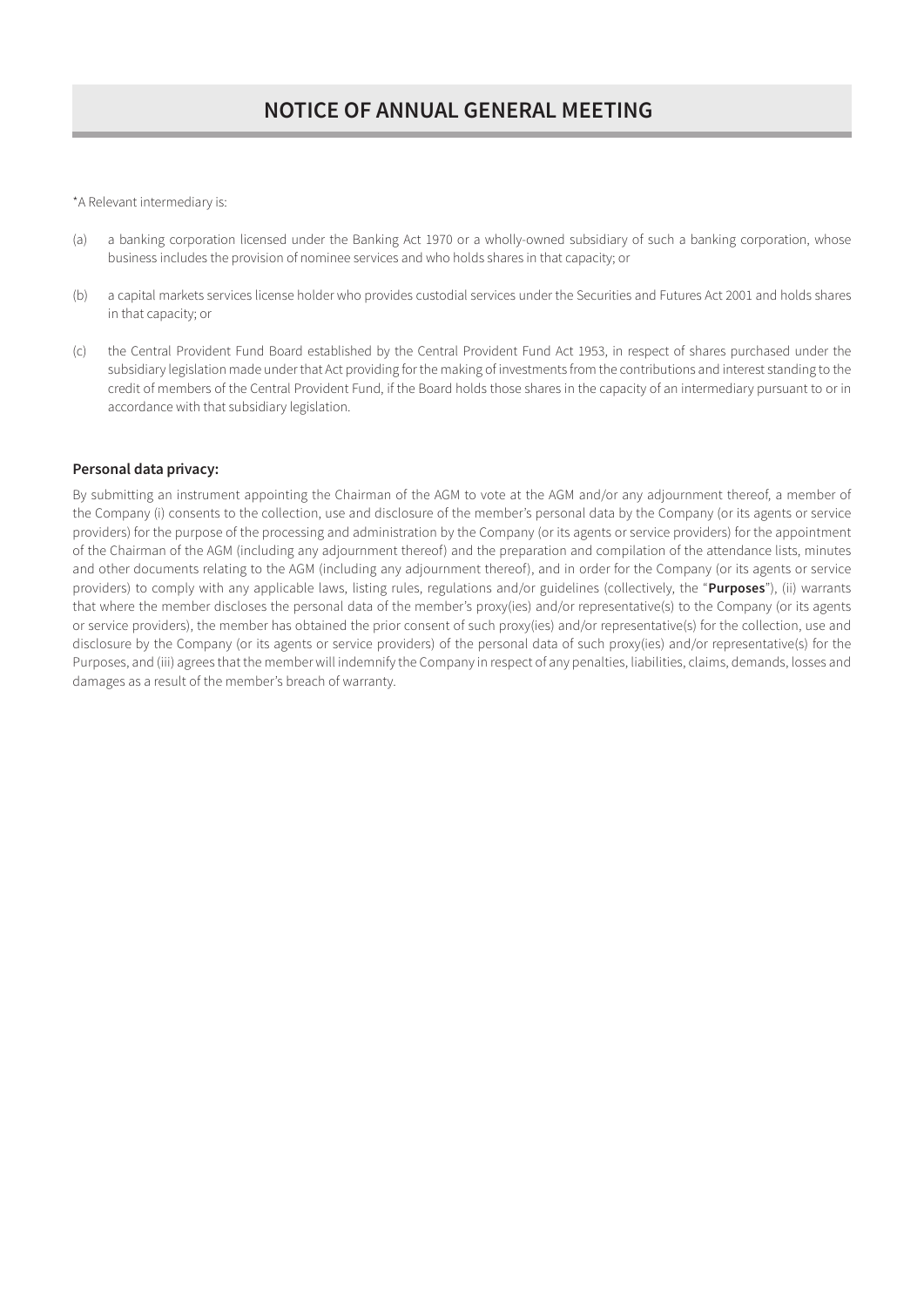*A Relevant intermediary is:

(a) a banking corporation licensed under the Banking Act 1970 or a wholly-owned subsidiary of such a banking corporation, whose business includes the provision of nominee services and who holds shares in that capacity; or

(b) a capital markets services license holder who provides custodial services under the Securities and Futures Act 2001 and holds shares in that capacity; or

(c) the Central Provident Fund Board established by the Central Provident Fund Act 1953, in respect of shares purchased under the subsidiary legislation made under that Act providing for the making of investments from the contributions and interest standing to the credit of members of the Central Provident Fund, if the Board holds those shares in the capacity of an intermediary pursuant to or in accordance with that subsidiary legislation.

**Personal data privacy:**

By submitting an instrument appointing the Chairman of the AGM to vote at the AGM and/or any adjournment thereof, a member of the Company (i) consents to the collection, use and disclosure of the member's personal data by the Company (or its agents or service providers) for the purpose of the processing and administration by the Company (or its agents or service providers) for the appointment of the Chairman of the AGM (including any adjournment thereof) and the preparation and compilation of the attendance lists, minutes and other documents relating to the AGM (including any adjournment thereof), and in order for the Company (or its agents or service providers) to comply with any applicable laws, listing rules, regulations and/or guidelines (collectively, the "**Purposes**"), (ii) warrants that where the member discloses the personal data of the member's proxy(ies) and/or representative(s) to the Company (or its agents or service providers), the member has obtained the prior consent of such proxy(ies) and/or representative(s) for the collection, use and disclosure by the Company (or its agents or service providers) of the personal data of such proxy(ies) and/or representative(s) for the Purposes, and (iii) agrees that the member will indemnify the Company in respect of any penalties, liabilities, claims, demands, losses and damages as a result of the member's breach of warranty.